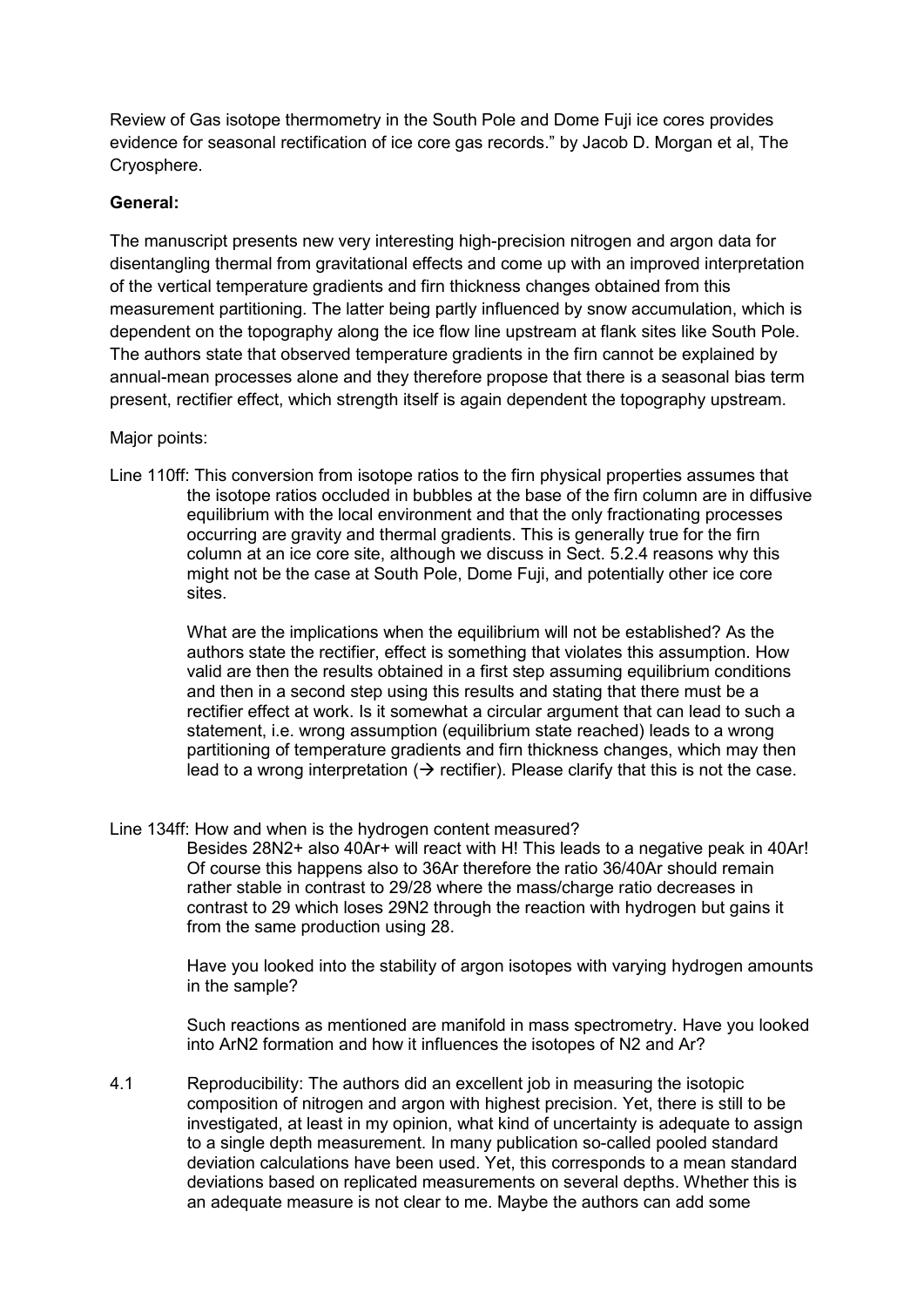Review of Gas isotope thermometry in the South Pole and Dome Fuji ice cores provides evidence for seasonal rectification of ice core gas records." by Jacob D. Morgan et al, The Cryosphere.

**General:**

The manuscript presents new very interesting high-precision nitrogen and argon data for disentangling thermal from gravitational effects and come up with an improved interpretation of the vertical temperature gradients and firn thickness changes obtained from this measurement partitioning. The latter being partly influenced by snow accumulation, which is dependent on the topography along the ice flow line upstream at flank sites like South Pole. The authors state that observed temperature gradients in the firn cannot be explained by annual-mean processes alone and they therefore propose that there is a seasonal bias term present, rectifier effect, which strength itself is again dependent the topography upstream.

Major points:

Line 110ff: This conversion from isotope ratios to the firn physical properties assumes that the isotope ratios occluded in bubbles at the base of the firn column are in diffusive equilibrium with the local environment and that the only fractionating processes occurring are gravity and thermal gradients. This is generally true for the firn column at an ice core site, although we discuss in Sect. 5.2.4 reasons why this might not be the case at South Pole, Dome Fuji, and potentially other ice core sites.

What are the implications when the equilibrium will not be established? As the authors state the rectifier, effect is something that violates this assumption. How valid are then the results obtained in a first step assuming equilibrium conditions and then in a second step using this results and stating that there must be a rectifier effect at work. Is it somewhat a circular argument that can lead to such a statement, i.e. wrong assumption (equilibrium state reached) leads to a wrong partitioning of temperature gradients and firn thickness changes, which may then lead to a wrong interpretation (→ rectifier). Please clarify that this is not the case.

Line 134ff: How and when is the hydrogen content measured?

Besides $^{28}N_2^+$ also $^{40}Ar^+$ will react with H! This leads to a negative peak in 40Ar! Of course this happens also to 36Ar therefore the ratio 36/40Ar should remain rather stable in contrast to 29/28 where the mass/charge ratio decreases in contrast to 29 which loses $^{29}N_2$ through the reaction with hydrogen but gains it from the same production using 28.

Have you looked into the stability of argon isotopes with varying hydrogen amounts in the sample?

Such reactions as mentioned are manifold in mass spectrometry. Have you looked into $ArN_2$ formation and how it influences the isotopes of $N_2$ and Ar?

4.1 Reproducibility: The authors did an excellent job in measuring the isotopic composition of nitrogen and argon with highest precision. Yet, there is still to be investigated, at least in my opinion, what kind of uncertainty is adequate to assign to a single depth measurement. In many publication so-called pooled standard deviation calculations have been used. Yet, this corresponds to a mean standard deviations based on replicated measurements on several depths. Whether this is an adequate measure is not clear to me. Maybe the authors can add some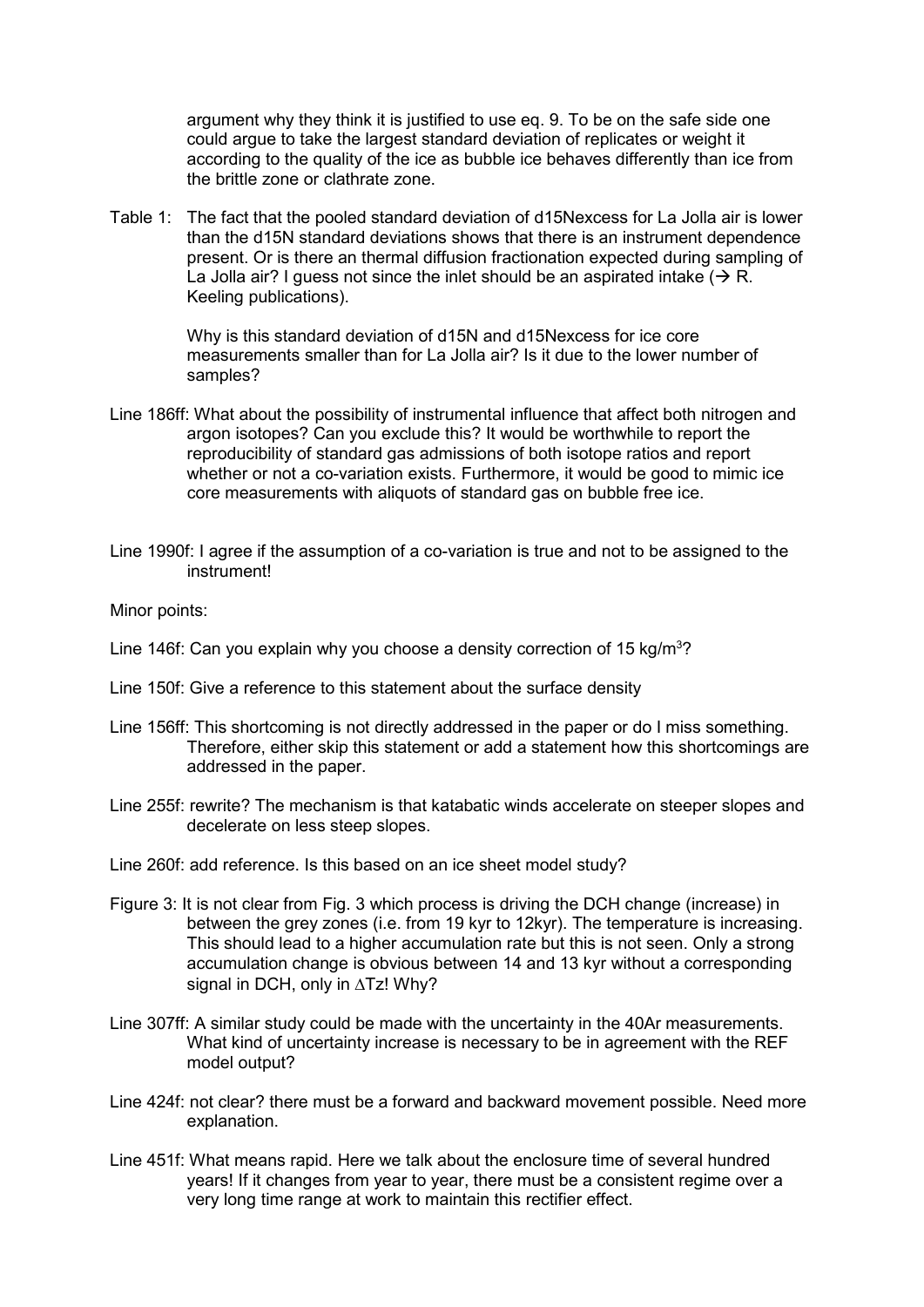argument why they think it is justified to use eq. 9. To be on the safe side one could argue to take the largest standard deviation of replicates or weight it according to the quality of the ice as bubble ice behaves differently than ice from the brittle zone or clathrate zone.

Table 1: The fact that the pooled standard deviation of d15Nexcess for La Jolla air is lower than the d15N standard deviations shows that there is an instrument dependence present. Or is there an thermal diffusion fractionation expected during sampling of La Jolla air? I guess not since the inlet should be an aspirated intake (→ R. Keeling publications).

Why is this standard deviation of d15N and d15Nexcess for ice core measurements smaller than for La Jolla air? Is it due to the lower number of samples?

Line 186ff: What about the possibility of instrumental influence that affect both nitrogen and argon isotopes? Can you exclude this? It would be worthwhile to report the reproducibility of standard gas admissions of both isotope ratios and report whether or not a co-variation exists. Furthermore, it would be good to mimic ice core measurements with aliquots of standard gas on bubble free ice.

Line 1990f: I agree if the assumption of a co-variation is true and not to be assigned to the instrument!

Minor points:

Line 146f: Can you explain why you choose a density correction of 15 kg/m$^3$?

Line 150f: Give a reference to this statement about the surface density

Line 156ff: This shortcoming is not directly addressed in the paper or do I miss something. Therefore, either skip this statement or add a statement how this shortcomings are addressed in the paper.

Line 255f: rewrite? The mechanism is that katabatic winds accelerate on steeper slopes and decelerate on less steep slopes.

Line 260f: add reference. Is this based on an ice sheet model study?

Figure 3: It is not clear from Fig. 3 which process is driving the DCH change (increase) in between the grey zones (i.e. from 19 kyr to 12kyr). The temperature is increasing. This should lead to a higher accumulation rate but this is not seen. Only a strong accumulation change is obvious between 14 and 13 kyr without a corresponding signal in DCH, only in $\Delta$Tz! Why?

Line 307ff: A similar study could be made with the uncertainty in the 40Ar measurements. What kind of uncertainty increase is necessary to be in agreement with the REF model output?

Line 424f: not clear? there must be a forward and backward movement possible. Need more explanation.

Line 451f: What means rapid. Here we talk about the enclosure time of several hundred years! If it changes from year to year, there must be a consistent regime over a very long time range at work to maintain this rectifier effect.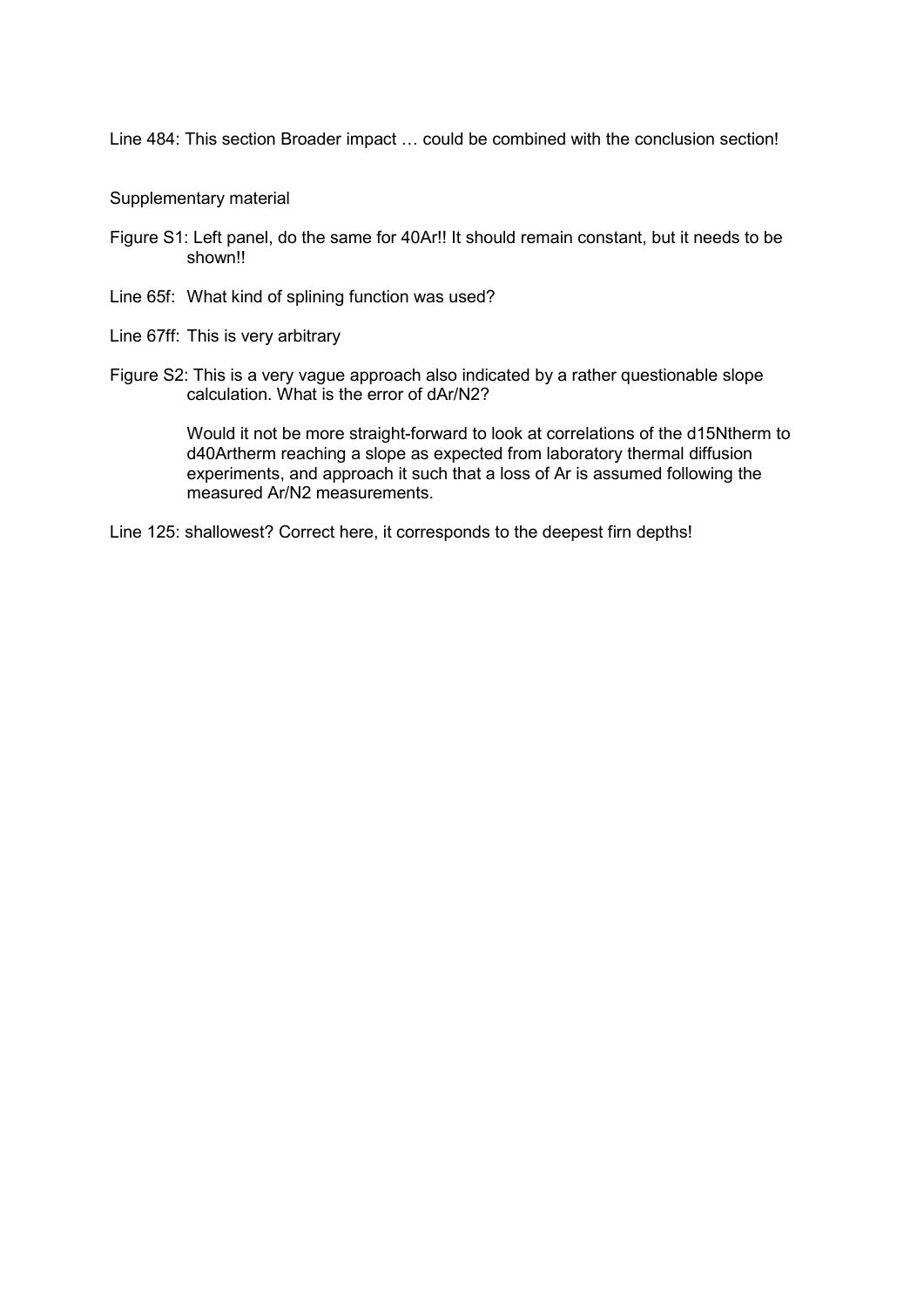Line 484: This section Broader impact … could be combined with the conclusion section!

Supplementary material

Figure S1: Left panel, do the same for 40Ar!! It should remain constant, but it needs to be shown!!

Line 65f: What kind of splining function was used?

Line 67ff: This is very arbitrary

Figure S2: This is a very vague approach also indicated by a rather questionable slope calculation. What is the error of dAr/N2?

Would it not be more straight-forward to look at correlations of the d15Ntherm to d40Artherm reaching a slope as expected from laboratory thermal diffusion experiments, and approach it such that a loss of Ar is assumed following the measured Ar/N2 measurements.

Line 125: shallowest? Correct here, it corresponds to the deepest firn depths!